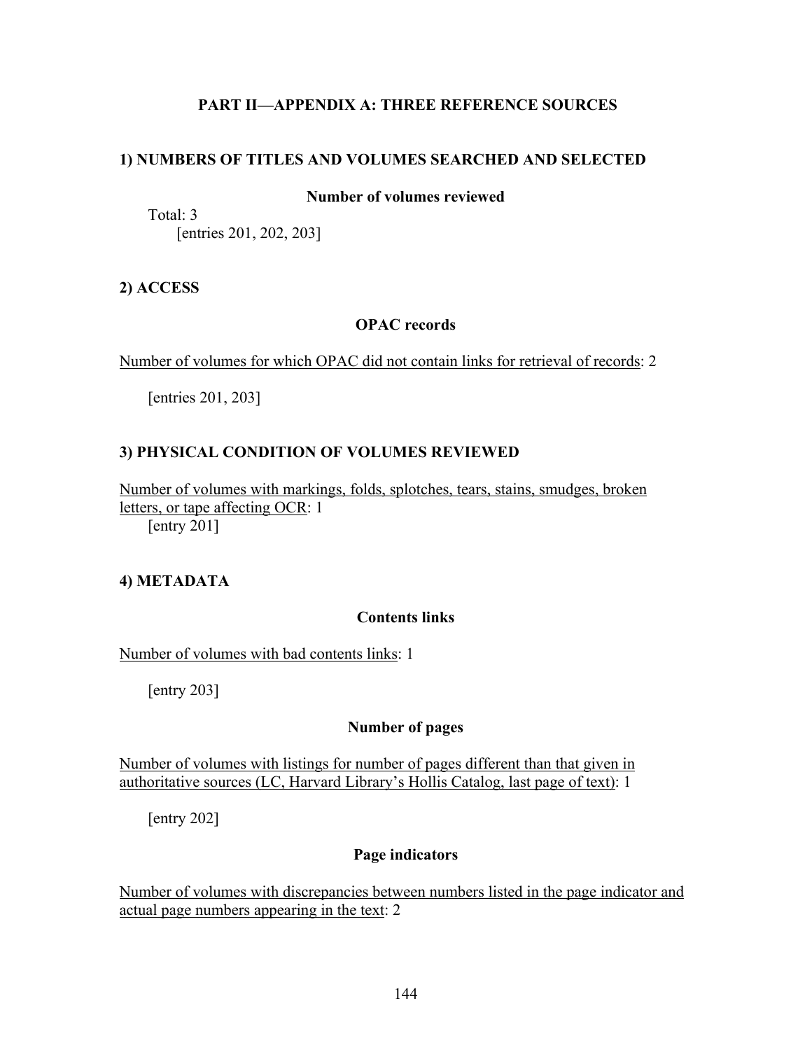# PART II—APPENDIX A: THREE REFERENCE SOURCES

## 1) NUMBERS OF TITLES AND VOLUMES SEARCHED AND SELECTED

### Number of volumes reviewed

Total: 3
[entries 201, 202, 203]

## 2) ACCESS

### OPAC records

<u>Number of volumes for which OPAC did not contain links for retrieval of records</u>: 2

[entries 201, 203]

## 3) PHYSICAL CONDITION OF VOLUMES REVIEWED

<u>Number of volumes with markings, folds, splotches, tears, stains, smudges, broken letters, or tape affecting OCR</u>: 1
[entry 201]

## 4) METADATA

### Contents links

<u>Number of volumes with bad contents links</u>: 1

[entry 203]

### Number of pages

<u>Number of volumes with listings for number of pages different than that given in authoritative sources (LC, Harvard Library's Hollis Catalog, last page of text)</u>: 1

[entry 202]

### Page indicators

<u>Number of volumes with discrepancies between numbers listed in the page indicator and actual page numbers appearing in the text</u>: 2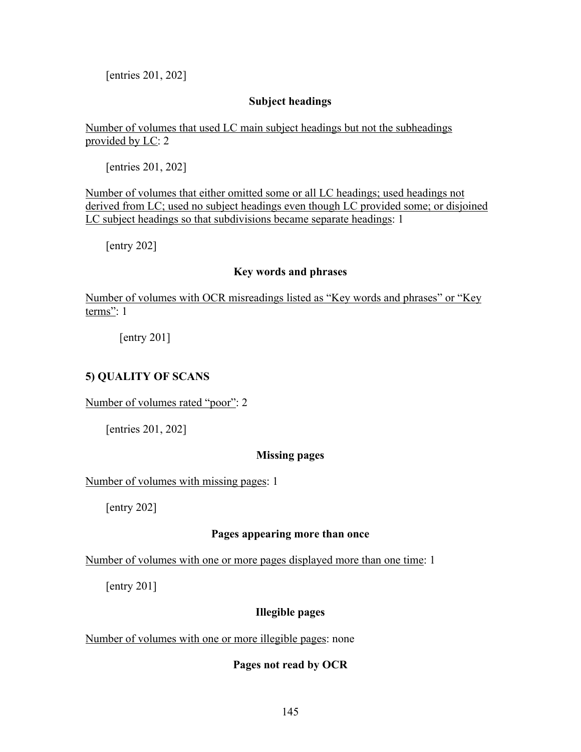[entries 201, 202]

**Subject headings**

Number of volumes that used LC main subject headings but not the subheadings provided by LC: 2

[entries 201, 202]

Number of volumes that either omitted some or all LC headings; used headings not derived from LC; used no subject headings even though LC provided some; or disjoined LC subject headings so that subdivisions became separate headings: 1

[entry 202]

**Key words and phrases**

Number of volumes with OCR misreadings listed as "Key words and phrases" or "Key terms": 1

[entry 201]

**5) QUALITY OF SCANS**

Number of volumes rated "poor": 2

[entries 201, 202]

**Missing pages**

Number of volumes with missing pages: 1

[entry 202]

**Pages appearing more than once**

Number of volumes with one or more pages displayed more than one time: 1

[entry 201]

**Illegible pages**

Number of volumes with one or more illegible pages: none

**Pages not read by OCR**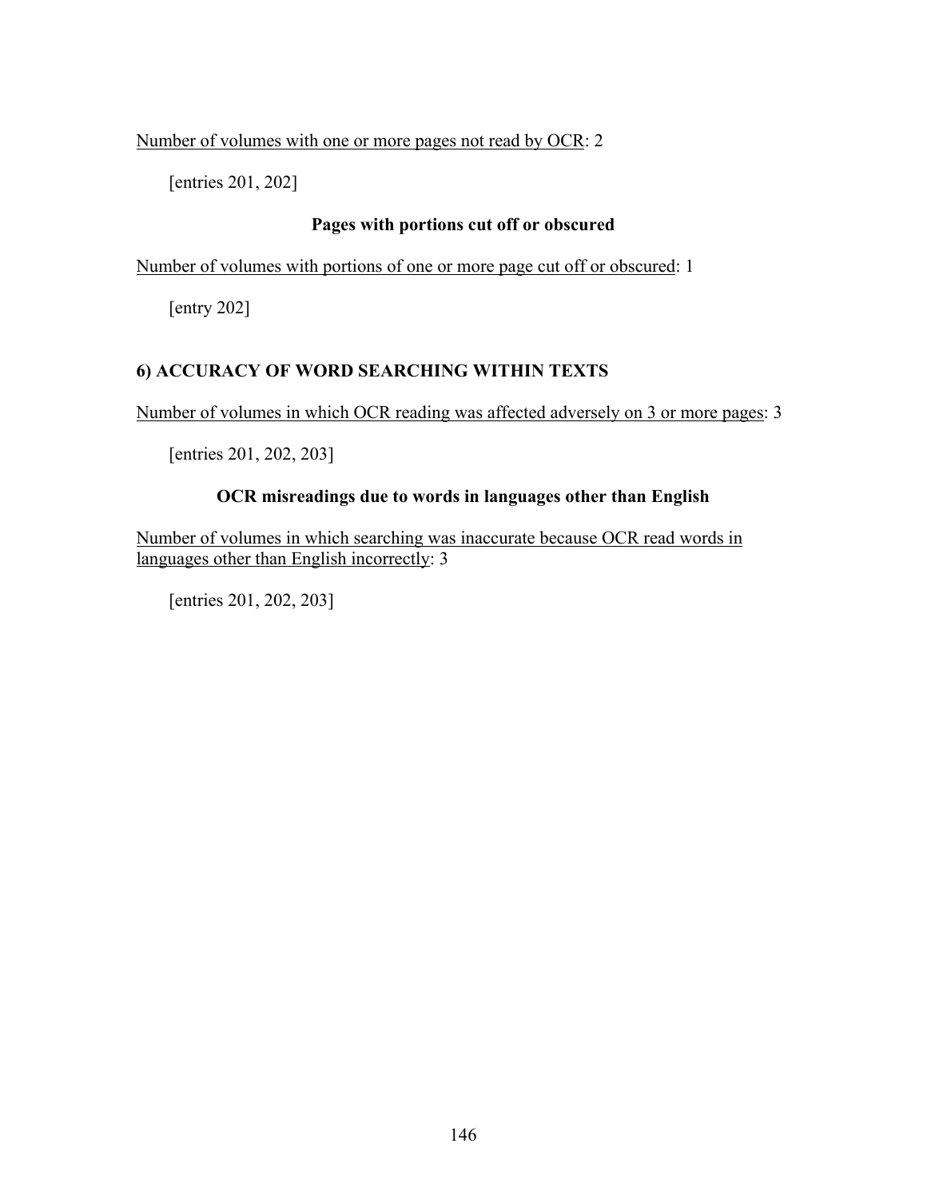Number of volumes with one or more pages not read by OCR: 2

[entries 201, 202]

### Pages with portions cut off or obscured

Number of volumes with portions of one or more page cut off or obscured: 1

[entry 202]

## 6) ACCURACY OF WORD SEARCHING WITHIN TEXTS

Number of volumes in which OCR reading was affected adversely on 3 or more pages: 3

[entries 201, 202, 203]

### OCR misreadings due to words in languages other than English

Number of volumes in which searching was inaccurate because OCR read words in languages other than English incorrectly: 3

[entries 201, 202, 203]